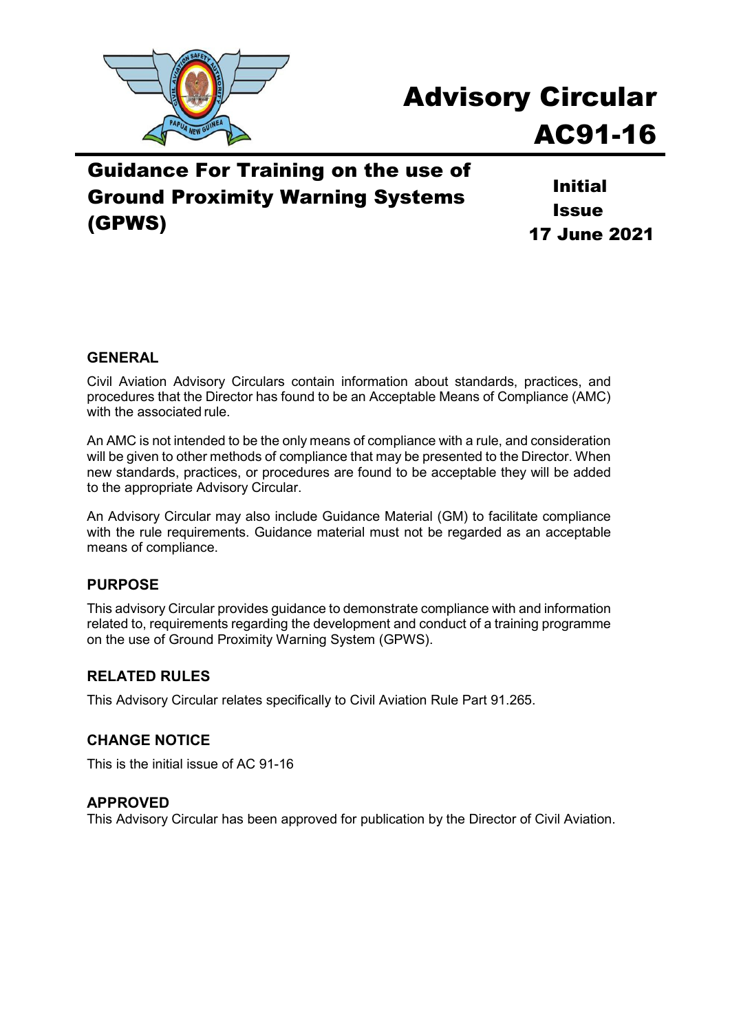# Advisory Circular
# AC91-16

## Guidance For Training on the use of Ground Proximity Warning Systems (GPWS)

**Initial Issue**
**17 June 2021**

### GENERAL

Civil Aviation Advisory Circulars contain information about standards, practices, and procedures that the Director has found to be an Acceptable Means of Compliance (AMC) with the associated rule.

An AMC is not intended to be the only means of compliance with a rule, and consideration will be given to other methods of compliance that may be presented to the Director. When new standards, practices, or procedures are found to be acceptable they will be added to the appropriate Advisory Circular.

An Advisory Circular may also include Guidance Material (GM) to facilitate compliance with the rule requirements. Guidance material must not be regarded as an acceptable means of compliance.

### PURPOSE

This advisory Circular provides guidance to demonstrate compliance with and information related to, requirements regarding the development and conduct of a training programme on the use of Ground Proximity Warning System (GPWS).

### RELATED RULES

This Advisory Circular relates specifically to Civil Aviation Rule Part 91.265.

### CHANGE NOTICE

This is the initial issue of AC 91-16

### APPROVED

This Advisory Circular has been approved for publication by the Director of Civil Aviation.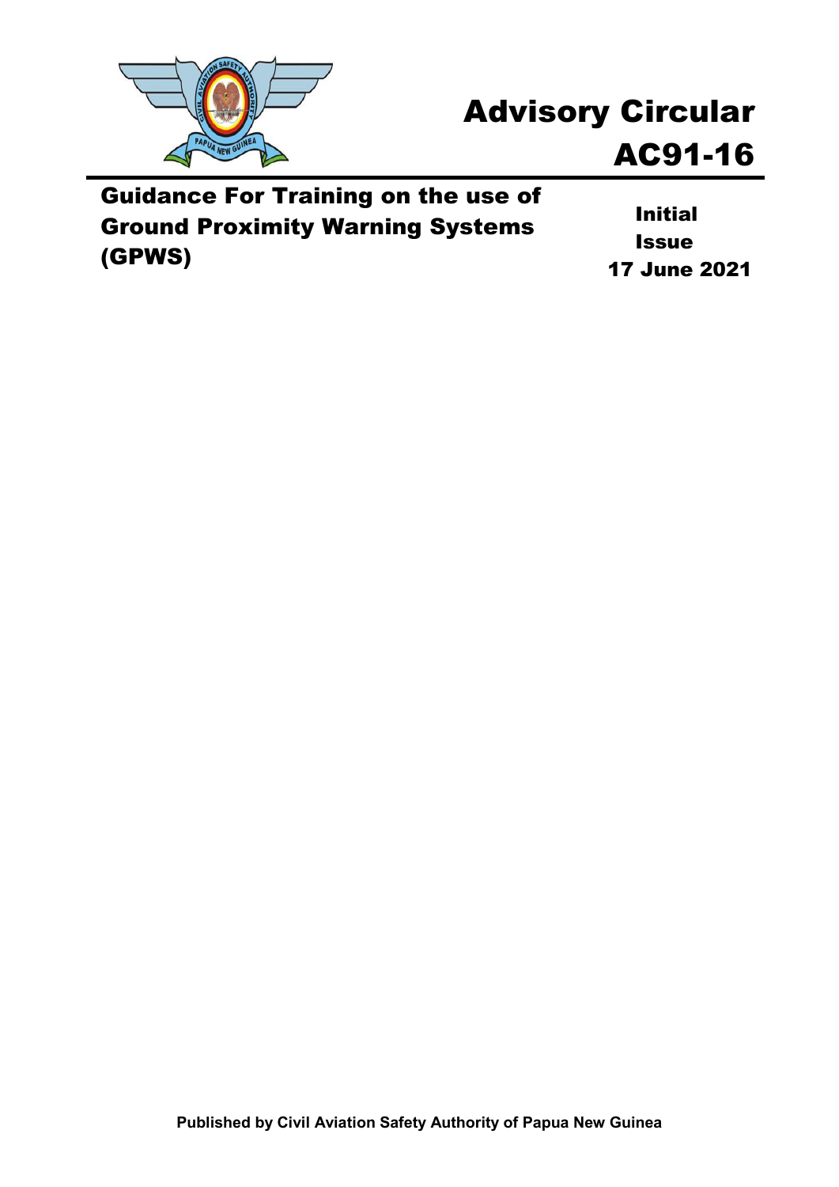# Advisory Circular

# AC91-16

## Guidance For Training on the use of Ground Proximity Warning Systems (GPWS)

**Initial Issue**
**17 June 2021**

**Published by Civil Aviation Safety Authority of Papua New Guinea**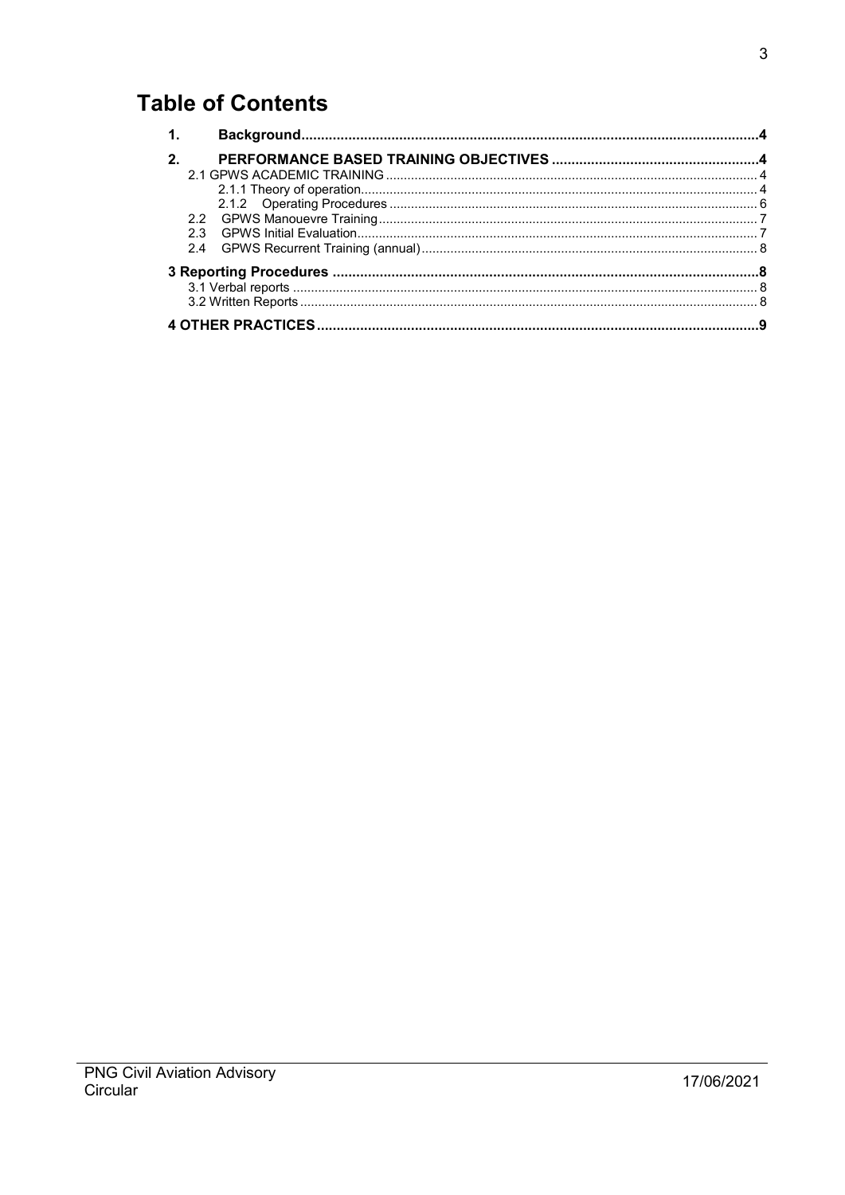# Table of Contents

- **1. Background** .....4
- **2. PERFORMANCE BASED TRAINING OBJECTIVES** .....4
  - 2.1 GPWS ACADEMIC TRAINING .....4
    - 2.1.1 Theory of operation .....4
    - 2.1.2 Operating Procedures .....6
  - 2.2 GPWS Manouevre Training .....7
  - 2.3 GPWS Initial Evaluation .....7
  - 2.4 GPWS Recurrent Training (annual) .....8
- **3 Reporting Procedures** .....8
  - 3.1 Verbal reports .....8
  - 3.2 Written Reports .....8
- **4 OTHER PRACTICES** .....9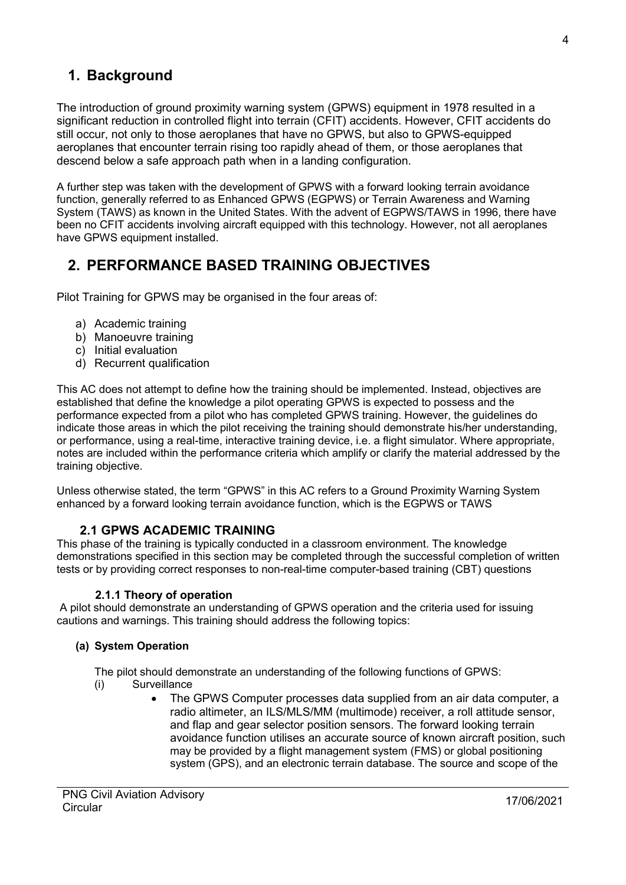# 1. Background

The introduction of ground proximity warning system (GPWS) equipment in 1978 resulted in a significant reduction in controlled flight into terrain (CFIT) accidents. However, CFIT accidents do still occur, not only to those aeroplanes that have no GPWS, but also to GPWS-equipped aeroplanes that encounter terrain rising too rapidly ahead of them, or those aeroplanes that descend below a safe approach path when in a landing configuration.

A further step was taken with the development of GPWS with a forward looking terrain avoidance function, generally referred to as Enhanced GPWS (EGPWS) or Terrain Awareness and Warning System (TAWS) as known in the United States. With the advent of EGPWS/TAWS in 1996, there have been no CFIT accidents involving aircraft equipped with this technology. However, not all aeroplanes have GPWS equipment installed.

# 2. PERFORMANCE BASED TRAINING OBJECTIVES

Pilot Training for GPWS may be organised in the four areas of:

a) Academic training
b) Manoeuvre training
c) Initial evaluation
d) Recurrent qualification

This AC does not attempt to define how the training should be implemented. Instead, objectives are established that define the knowledge a pilot operating GPWS is expected to possess and the performance expected from a pilot who has completed GPWS training. However, the guidelines do indicate those areas in which the pilot receiving the training should demonstrate his/her understanding, or performance, using a real-time, interactive training device, i.e. a flight simulator. Where appropriate, notes are included within the performance criteria which amplify or clarify the material addressed by the training objective.

Unless otherwise stated, the term "GPWS" in this AC refers to a Ground Proximity Warning System enhanced by a forward looking terrain avoidance function, which is the EGPWS or TAWS

## 2.1 GPWS ACADEMIC TRAINING

This phase of the training is typically conducted in a classroom environment. The knowledge demonstrations specified in this section may be completed through the successful completion of written tests or by providing correct responses to non-real-time computer-based training (CBT) questions

### 2.1.1 Theory of operation

A pilot should demonstrate an understanding of GPWS operation and the criteria used for issuing cautions and warnings. This training should address the following topics:

**(a) System Operation**

The pilot should demonstrate an understanding of the following functions of GPWS:

(i) Surveillance

- The GPWS Computer processes data supplied from an air data computer, a radio altimeter, an ILS/MLS/MM (multimode) receiver, a roll attitude sensor, and flap and gear selector position sensors. The forward looking terrain avoidance function utilises an accurate source of known aircraft position, such may be provided by a flight management system (FMS) or global positioning system (GPS), and an electronic terrain database. The source and scope of the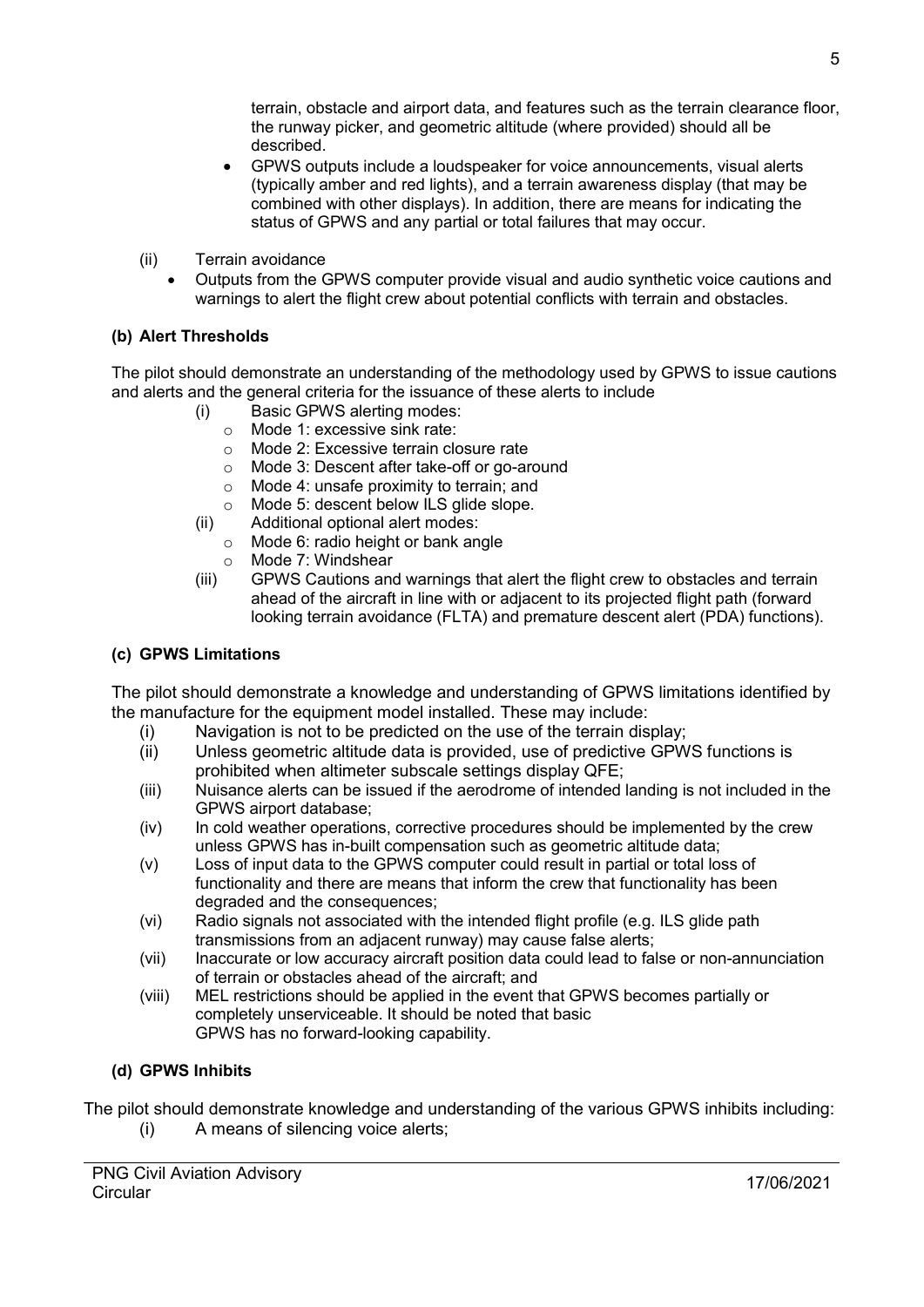terrain, obstacle and airport data, and features such as the terrain clearance floor, the runway picker, and geometric altitude (where provided) should all be described.

- GPWS outputs include a loudspeaker for voice announcements, visual alerts (typically amber and red lights), and a terrain awareness display (that may be combined with other displays). In addition, there are means for indicating the status of GPWS and any partial or total failures that may occur.

(ii) Terrain avoidance

- Outputs from the GPWS computer provide visual and audio synthetic voice cautions and warnings to alert the flight crew about potential conflicts with terrain and obstacles.

**(b) Alert Thresholds**

The pilot should demonstrate an understanding of the methodology used by GPWS to issue cautions and alerts and the general criteria for the issuance of these alerts to include

(i) Basic GPWS alerting modes:
- Mode 1: excessive sink rate:
- Mode 2: Excessive terrain closure rate
- Mode 3: Descent after take-off or go-around
- Mode 4: unsafe proximity to terrain; and
- Mode 5: descent below ILS glide slope.

(ii) Additional optional alert modes:
- Mode 6: radio height or bank angle
- Mode 7: Windshear

(iii) GPWS Cautions and warnings that alert the flight crew to obstacles and terrain ahead of the aircraft in line with or adjacent to its projected flight path (forward looking terrain avoidance (FLTA) and premature descent alert (PDA) functions).

**(c) GPWS Limitations**

The pilot should demonstrate a knowledge and understanding of GPWS limitations identified by the manufacture for the equipment model installed. These may include:

(i) Navigation is not to be predicted on the use of the terrain display;

(ii) Unless geometric altitude data is provided, use of predictive GPWS functions is prohibited when altimeter subscale settings display QFE;

(iii) Nuisance alerts can be issued if the aerodrome of intended landing is not included in the GPWS airport database;

(iv) In cold weather operations, corrective procedures should be implemented by the crew unless GPWS has in-built compensation such as geometric altitude data;

(v) Loss of input data to the GPWS computer could result in partial or total loss of functionality and there are means that inform the crew that functionality has been degraded and the consequences;

(vi) Radio signals not associated with the intended flight profile (e.g. ILS glide path transmissions from an adjacent runway) may cause false alerts;

(vii) Inaccurate or low accuracy aircraft position data could lead to false or non-annunciation of terrain or obstacles ahead of the aircraft; and

(viii) MEL restrictions should be applied in the event that GPWS becomes partially or completely unserviceable. It should be noted that basic GPWS has no forward-looking capability.

**(d) GPWS Inhibits**

The pilot should demonstrate knowledge and understanding of the various GPWS inhibits including:

(i) A means of silencing voice alerts;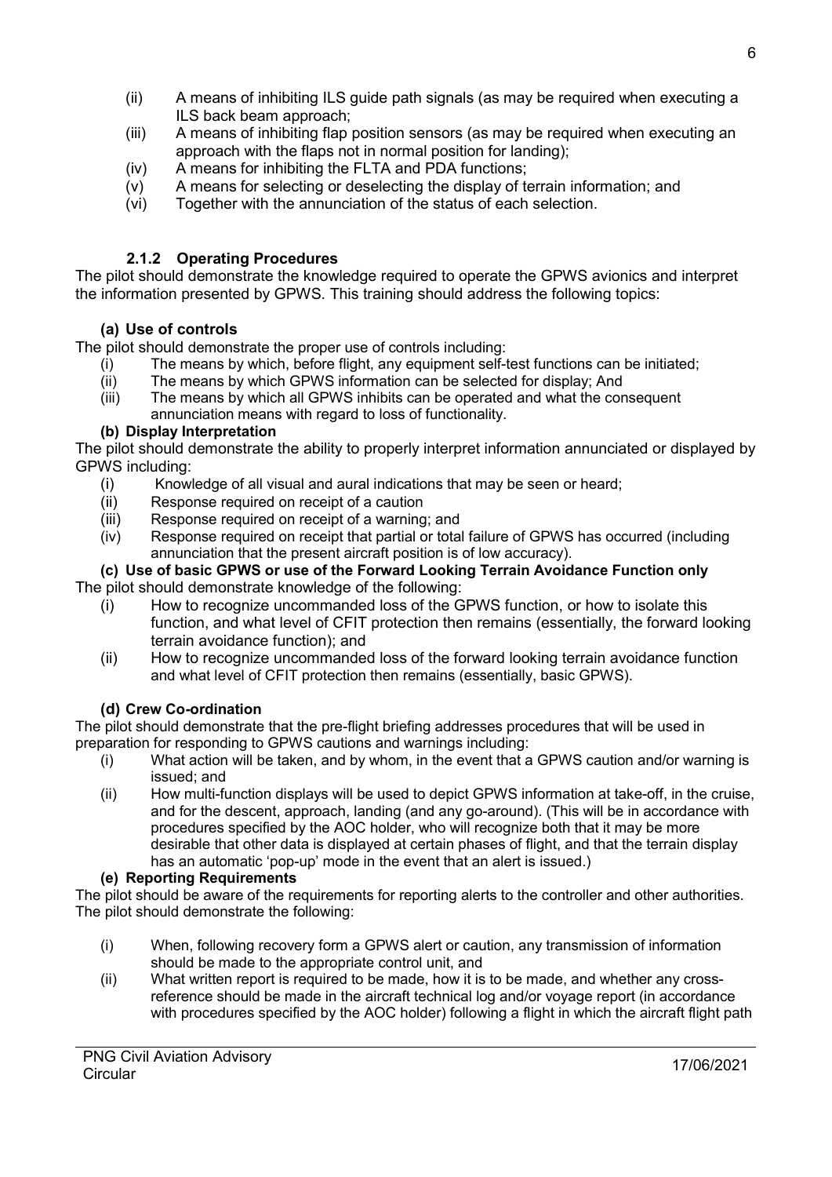(ii) A means of inhibiting ILS guide path signals (as may be required when executing a ILS back beam approach;

(iii) A means of inhibiting flap position sensors (as may be required when executing an approach with the flaps not in normal position for landing);

(iv) A means for inhibiting the FLTA and PDA functions;

(v) A means for selecting or deselecting the display of terrain information; and

(vi) Together with the annunciation of the status of each selection.

### 2.1.2 Operating Procedures

The pilot should demonstrate the knowledge required to operate the GPWS avionics and interpret the information presented by GPWS. This training should address the following topics:

#### (a) Use of controls

The pilot should demonstrate the proper use of controls including:

(i) The means by which, before flight, any equipment self-test functions can be initiated;

(ii) The means by which GPWS information can be selected for display; And

(iii) The means by which all GPWS inhibits can be operated and what the consequent annunciation means with regard to loss of functionality.

#### (b) Display Interpretation

The pilot should demonstrate the ability to properly interpret information annunciated or displayed by GPWS including:

(i) Knowledge of all visual and aural indications that may be seen or heard;

(ii) Response required on receipt of a caution

(iii) Response required on receipt of a warning; and

(iv) Response required on receipt that partial or total failure of GPWS has occurred (including annunciation that the present aircraft position is of low accuracy).

#### (c) Use of basic GPWS or use of the Forward Looking Terrain Avoidance Function only

The pilot should demonstrate knowledge of the following:

(i) How to recognize uncommanded loss of the GPWS function, or how to isolate this function, and what level of CFIT protection then remains (essentially, the forward looking terrain avoidance function); and

(ii) How to recognize uncommanded loss of the forward looking terrain avoidance function and what level of CFIT protection then remains (essentially, basic GPWS).

#### (d) Crew Co-ordination

The pilot should demonstrate that the pre-flight briefing addresses procedures that will be used in preparation for responding to GPWS cautions and warnings including:

(i) What action will be taken, and by whom, in the event that a GPWS caution and/or warning is issued; and

(ii) How multi-function displays will be used to depict GPWS information at take-off, in the cruise, and for the descent, approach, landing (and any go-around). (This will be in accordance with procedures specified by the AOC holder, who will recognize both that it may be more desirable that other data is displayed at certain phases of flight, and that the terrain display has an automatic 'pop-up' mode in the event that an alert is issued.)

#### (e) Reporting Requirements

The pilot should be aware of the requirements for reporting alerts to the controller and other authorities. The pilot should demonstrate the following:

(i) When, following recovery form a GPWS alert or caution, any transmission of information should be made to the appropriate control unit, and

(ii) What written report is required to be made, how it is to be made, and whether any cross-reference should be made in the aircraft technical log and/or voyage report (in accordance with procedures specified by the AOC holder) following a flight in which the aircraft flight path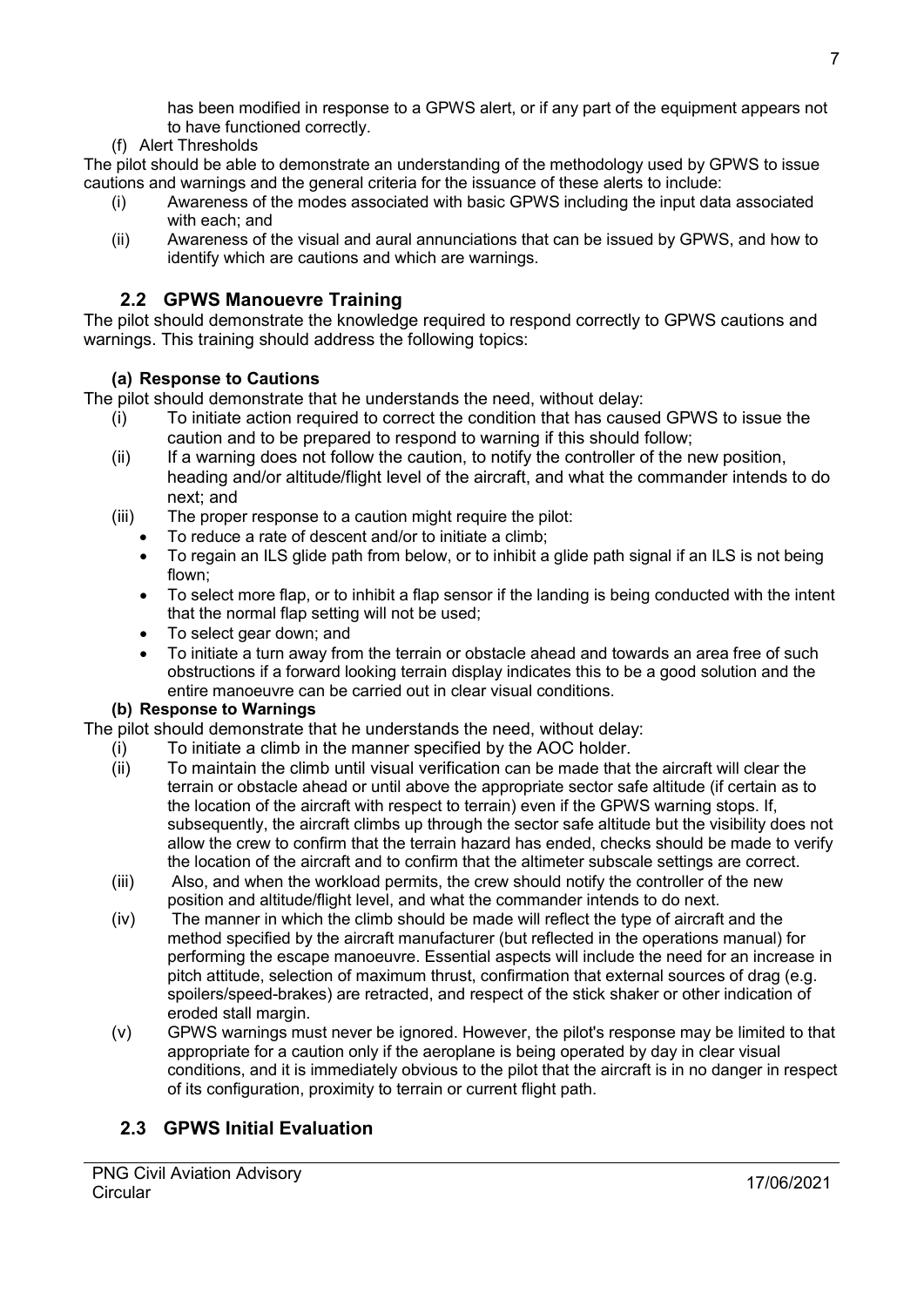has been modified in response to a GPWS alert, or if any part of the equipment appears not to have functioned correctly.

(f) Alert Thresholds

The pilot should be able to demonstrate an understanding of the methodology used by GPWS to issue cautions and warnings and the general criteria for the issuance of these alerts to include:

- (i) Awareness of the modes associated with basic GPWS including the input data associated with each; and
- (ii) Awareness of the visual and aural annunciations that can be issued by GPWS, and how to identify which are cautions and which are warnings.

## 2.2 GPWS Manouevre Training

The pilot should demonstrate the knowledge required to respond correctly to GPWS cautions and warnings. This training should address the following topics:

### (a) Response to Cautions

The pilot should demonstrate that he understands the need, without delay:

- (i) To initiate action required to correct the condition that has caused GPWS to issue the caution and to be prepared to respond to warning if this should follow;
- (ii) If a warning does not follow the caution, to notify the controller of the new position, heading and/or altitude/flight level of the aircraft, and what the commander intends to do next; and
- (iii) The proper response to a caution might require the pilot:
  - To reduce a rate of descent and/or to initiate a climb;
  - To regain an ILS glide path from below, or to inhibit a glide path signal if an ILS is not being flown;
  - To select more flap, or to inhibit a flap sensor if the landing is being conducted with the intent that the normal flap setting will not be used;
  - To select gear down; and
  - To initiate a turn away from the terrain or obstacle ahead and towards an area free of such obstructions if a forward looking terrain display indicates this to be a good solution and the entire manoeuvre can be carried out in clear visual conditions.

### (b) Response to Warnings

The pilot should demonstrate that he understands the need, without delay:

- (i) To initiate a climb in the manner specified by the AOC holder.
- (ii) To maintain the climb until visual verification can be made that the aircraft will clear the terrain or obstacle ahead or until above the appropriate sector safe altitude (if certain as to the location of the aircraft with respect to terrain) even if the GPWS warning stops. If, subsequently, the aircraft climbs up through the sector safe altitude but the visibility does not allow the crew to confirm that the terrain hazard has ended, checks should be made to verify the location of the aircraft and to confirm that the altimeter subscale settings are correct.
- (iii) Also, and when the workload permits, the crew should notify the controller of the new position and altitude/flight level, and what the commander intends to do next.
- (iv) The manner in which the climb should be made will reflect the type of aircraft and the method specified by the aircraft manufacturer (but reflected in the operations manual) for performing the escape manoeuvre. Essential aspects will include the need for an increase in pitch attitude, selection of maximum thrust, confirmation that external sources of drag (e.g. spoilers/speed-brakes) are retracted, and respect of the stick shaker or other indication of eroded stall margin.
- (v) GPWS warnings must never be ignored. However, the pilot's response may be limited to that appropriate for a caution only if the aeroplane is being operated by day in clear visual conditions, and it is immediately obvious to the pilot that the aircraft is in no danger in respect of its configuration, proximity to terrain or current flight path.

## 2.3 GPWS Initial Evaluation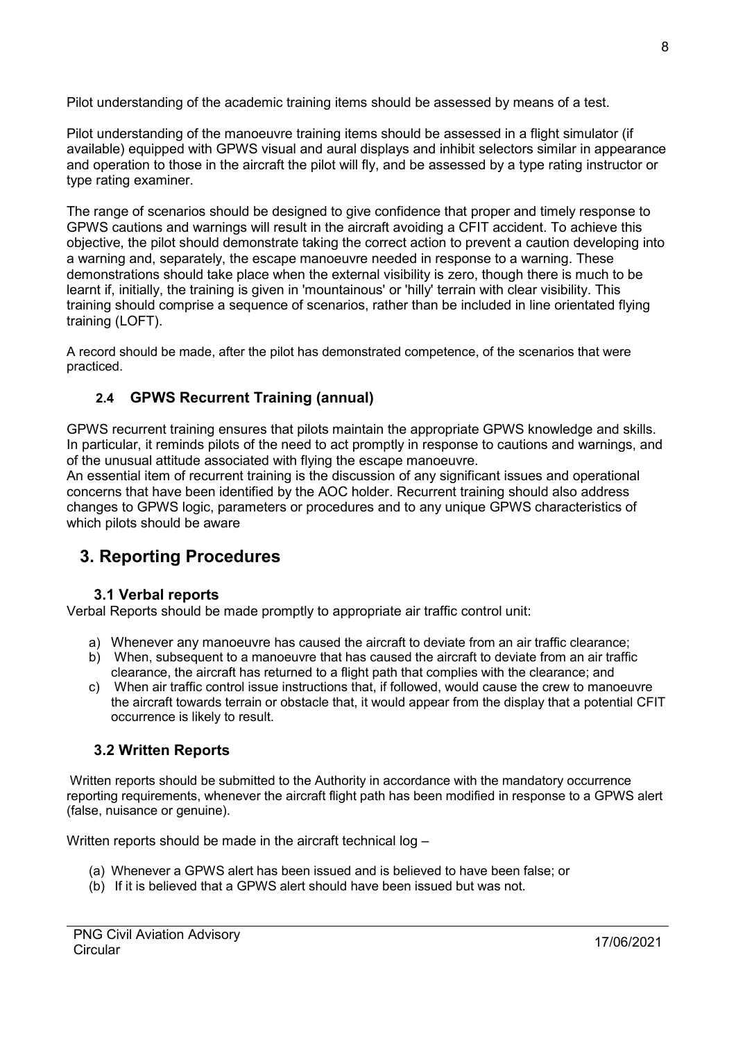Pilot understanding of the academic training items should be assessed by means of a test.

Pilot understanding of the manoeuvre training items should be assessed in a flight simulator (if available) equipped with GPWS visual and aural displays and inhibit selectors similar in appearance and operation to those in the aircraft the pilot will fly, and be assessed by a type rating instructor or type rating examiner.

The range of scenarios should be designed to give confidence that proper and timely response to GPWS cautions and warnings will result in the aircraft avoiding a CFIT accident. To achieve this objective, the pilot should demonstrate taking the correct action to prevent a caution developing into a warning and, separately, the escape manoeuvre needed in response to a warning. These demonstrations should take place when the external visibility is zero, though there is much to be learnt if, initially, the training is given in 'mountainous' or 'hilly' terrain with clear visibility. This training should comprise a sequence of scenarios, rather than be included in line orientated flying training (LOFT).

A record should be made, after the pilot has demonstrated competence, of the scenarios that were practiced.

### 2.4 GPWS Recurrent Training (annual)

GPWS recurrent training ensures that pilots maintain the appropriate GPWS knowledge and skills. In particular, it reminds pilots of the need to act promptly in response to cautions and warnings, and of the unusual attitude associated with flying the escape manoeuvre.
An essential item of recurrent training is the discussion of any significant issues and operational concerns that have been identified by the AOC holder. Recurrent training should also address changes to GPWS logic, parameters or procedures and to any unique GPWS characteristics of which pilots should be aware

## 3. Reporting Procedures

### 3.1 Verbal reports

Verbal Reports should be made promptly to appropriate air traffic control unit:

a) Whenever any manoeuvre has caused the aircraft to deviate from an air traffic clearance;
b) When, subsequent to a manoeuvre that has caused the aircraft to deviate from an air traffic clearance, the aircraft has returned to a flight path that complies with the clearance; and
c) When air traffic control issue instructions that, if followed, would cause the crew to manoeuvre the aircraft towards terrain or obstacle that, it would appear from the display that a potential CFIT occurrence is likely to result.

### 3.2 Written Reports

Written reports should be submitted to the Authority in accordance with the mandatory occurrence reporting requirements, whenever the aircraft flight path has been modified in response to a GPWS alert (false, nuisance or genuine).

Written reports should be made in the aircraft technical log –

(a) Whenever a GPWS alert has been issued and is believed to have been false; or
(b) If it is believed that a GPWS alert should have been issued but was not.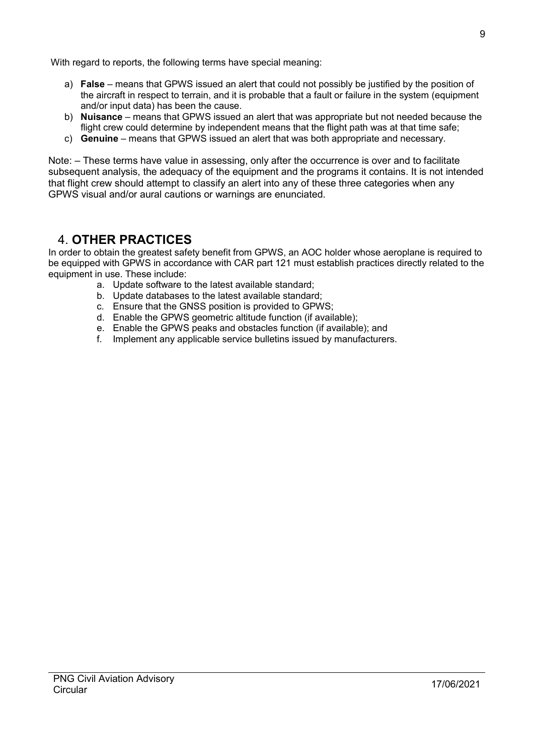With regard to reports, the following terms have special meaning:

a) **False** – means that GPWS issued an alert that could not possibly be justified by the position of the aircraft in respect to terrain, and it is probable that a fault or failure in the system (equipment and/or input data) has been the cause.
b) **Nuisance** – means that GPWS issued an alert that was appropriate but not needed because the flight crew could determine by independent means that the flight path was at that time safe;
c) **Genuine** – means that GPWS issued an alert that was both appropriate and necessary.

Note: – These terms have value in assessing, only after the occurrence is over and to facilitate subsequent analysis, the adequacy of the equipment and the programs it contains. It is not intended that flight crew should attempt to classify an alert into any of these three categories when any GPWS visual and/or aural cautions or warnings are enunciated.

## 4. OTHER PRACTICES

In order to obtain the greatest safety benefit from GPWS, an AOC holder whose aeroplane is required to be equipped with GPWS in accordance with CAR part 121 must establish practices directly related to the equipment in use. These include:

a. Update software to the latest available standard;
b. Update databases to the latest available standard;
c. Ensure that the GNSS position is provided to GPWS;
d. Enable the GPWS geometric altitude function (if available);
e. Enable the GPWS peaks and obstacles function (if available); and
f. Implement any applicable service bulletins issued by manufacturers.